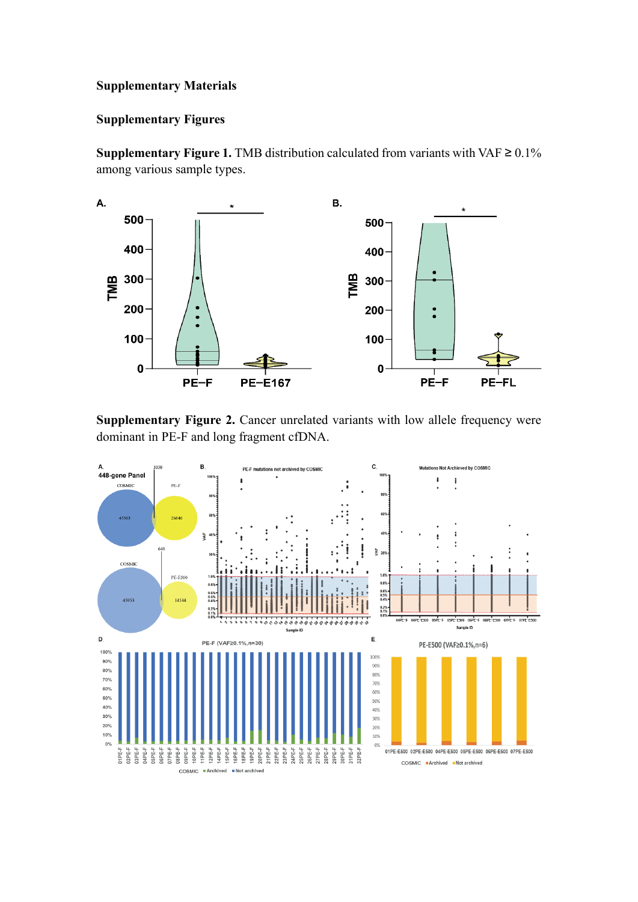**Supplementary Materials**

**Supplementary Figures**

**Supplementary Figure 1.** TMB distribution calculated from variants with VAF ≥ 0.1% among various sample types.

**Supplementary Figure 2.** Cancer unrelated variants with low allele frequency were dominant in PE-F and long fragment cfDNA.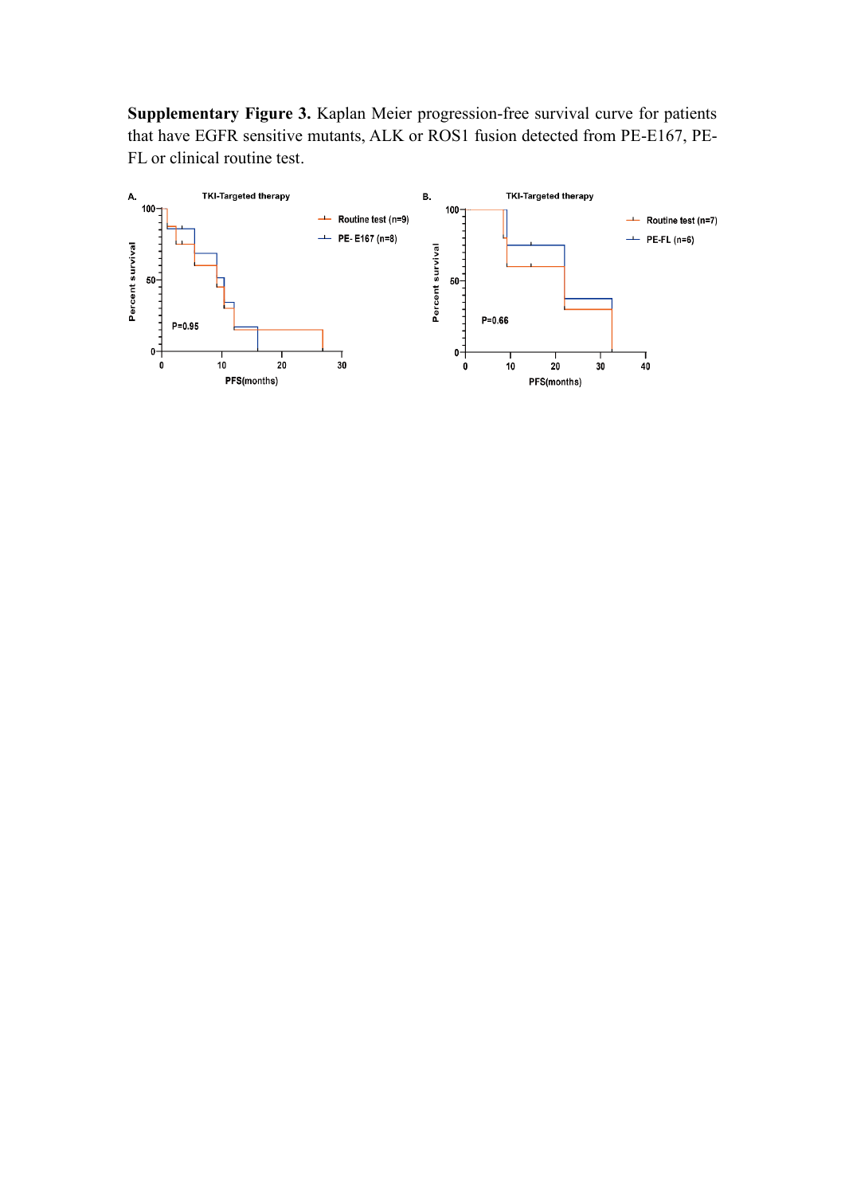**Supplementary Figure 3.** Kaplan Meier progression-free survival curve for patients that have EGFR sensitive mutants, ALK or ROS1 fusion detected from PE-E167, PE-FL or clinical routine test.

A. TKI-Targeted therapy

Routine test (n=9)
PE- E167 (n=8)

P=0.95

Percent survival

PFS(months)

B. TKI-Targeted therapy

Routine test (n=7)
PE-FL (n=6)

P=0.66

Percent survival

PFS(months)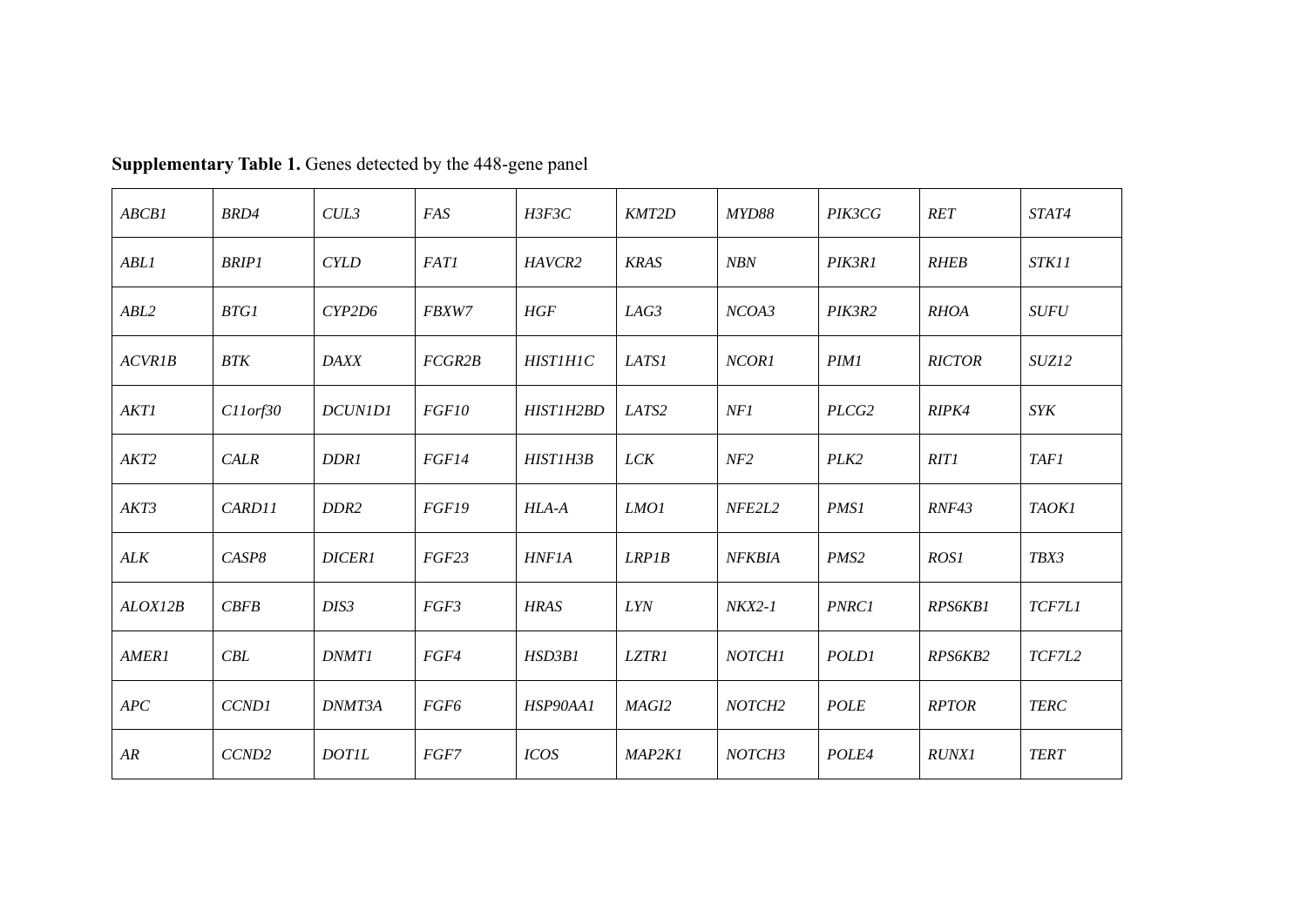**Supplementary Table 1.** Genes detected by the 448-gene panel

| | | | | | | | | | |
|---|---|---|---|---|---|---|---|---|---|
| *ABCB1* | *BRD4* | *CUL3* | *FAS* | *H3F3C* | *KMT2D* | *MYD88* | *PIK3CG* | *RET* | *STAT4* |
| *ABL1* | *BRIP1* | *CYLD* | *FAT1* | *HAVCR2* | *KRAS* | *NBN* | *PIK3R1* | *RHEB* | *STK11* |
| *ABL2* | *BTG1* | *CYP2D6* | *FBXW7* | *HGF* | *LAG3* | *NCOA3* | *PIK3R2* | *RHOA* | *SUFU* |
| *ACVR1B* | *BTK* | *DAXX* | *FCGR2B* | *HIST1H1C* | *LATS1* | *NCOR1* | *PIM1* | *RICTOR* | *SUZ12* |
| *AKT1* | *C11orf30* | *DCUN1D1* | *FGF10* | *HIST1H2BD* | *LATS2* | *NF1* | *PLCG2* | *RIPK4* | *SYK* |
| *AKT2* | *CALR* | *DDR1* | *FGF14* | *HIST1H3B* | *LCK* | *NF2* | *PLK2* | *RIT1* | *TAF1* |
| *AKT3* | *CARD11* | *DDR2* | *FGF19* | *HLA-A* | *LMO1* | *NFE2L2* | *PMS1* | *RNF43* | *TAOK1* |
| *ALK* | *CASP8* | *DICER1* | *FGF23* | *HNF1A* | *LRP1B* | *NFKBIA* | *PMS2* | *ROS1* | *TBX3* |
| *ALOX12B* | *CBFB* | *DIS3* | *FGF3* | *HRAS* | *LYN* | *NKX2-1* | *PNRC1* | *RPS6KB1* | *TCF7L1* |
| *AMER1* | *CBL* | *DNMT1* | *FGF4* | *HSD3B1* | *LZTR1* | *NOTCH1* | *POLD1* | *RPS6KB2* | *TCF7L2* |
| *APC* | *CCND1* | *DNMT3A* | *FGF6* | *HSP90AA1* | *MAGI2* | *NOTCH2* | *POLE* | *RPTOR* | *TERC* |
| *AR* | *CCND2* | *DOT1L* | *FGF7* | *ICOS* | *MAP2K1* | *NOTCH3* | *POLE4* | *RUNX1* | *TERT* |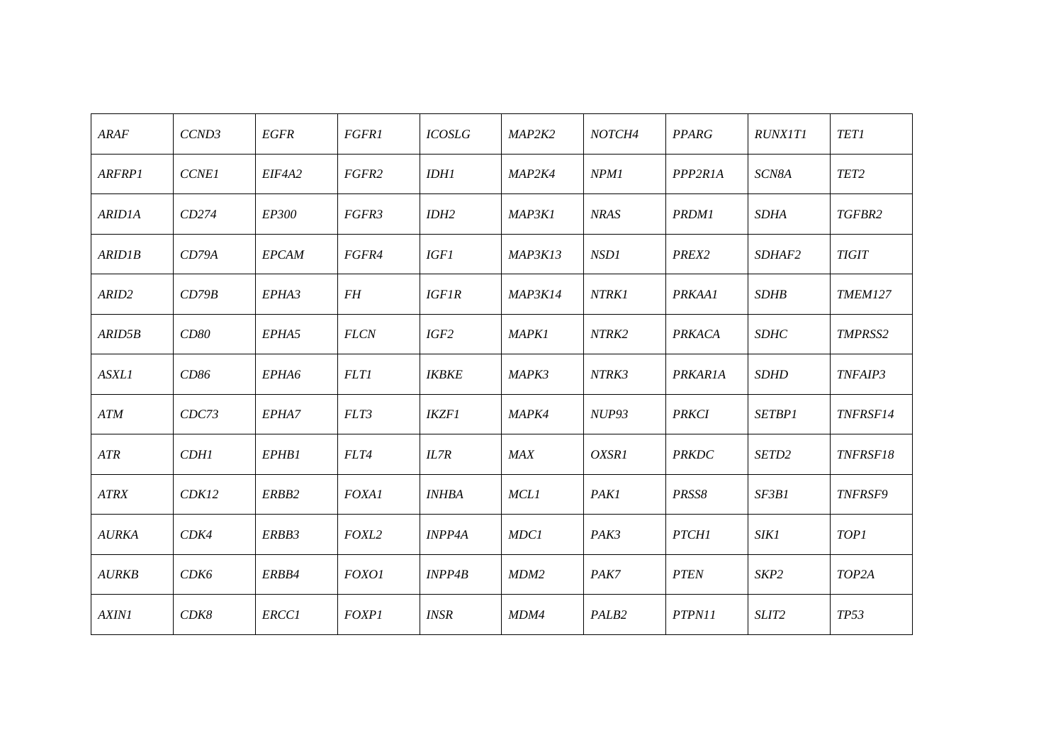| *ARAF* | *CCND3* | *EGFR* | *FGFR1* | *ICOSLG* | *MAP2K2* | *NOTCH4* | *PPARG* | *RUNX1T1* | *TET1* |
|---|---|---|---|---|---|---|---|---|---|
| *ARFRP1* | *CCNE1* | *EIF4A2* | *FGFR2* | *IDH1* | *MAP2K4* | *NPM1* | *PPP2R1A* | *SCN8A* | *TET2* |
| *ARID1A* | *CD274* | *EP300* | *FGFR3* | *IDH2* | *MAP3K1* | *NRAS* | *PRDM1* | *SDHA* | *TGFBR2* |
| *ARID1B* | *CD79A* | *EPCAM* | *FGFR4* | *IGF1* | *MAP3K13* | *NSD1* | *PREX2* | *SDHAF2* | *TIGIT* |
| *ARID2* | *CD79B* | *EPHA3* | *FH* | *IGF1R* | *MAP3K14* | *NTRK1* | *PRKAA1* | *SDHB* | *TMEM127* |
| *ARID5B* | *CD80* | *EPHA5* | *FLCN* | *IGF2* | *MAPK1* | *NTRK2* | *PRKACA* | *SDHC* | *TMPRSS2* |
| *ASXL1* | *CD86* | *EPHA6* | *FLT1* | *IKBKE* | *MAPK3* | *NTRK3* | *PRKAR1A* | *SDHD* | *TNFAIP3* |
| *ATM* | *CDC73* | *EPHA7* | *FLT3* | *IKZF1* | *MAPK4* | *NUP93* | *PRKCI* | *SETBP1* | *TNFRSF14* |
| *ATR* | *CDH1* | *EPHB1* | *FLT4* | *IL7R* | *MAX* | *OXSR1* | *PRKDC* | *SETD2* | *TNFRSF18* |
| *ATRX* | *CDK12* | *ERBB2* | *FOXA1* | *INHBA* | *MCL1* | *PAK1* | *PRSS8* | *SF3B1* | *TNFRSF9* |
| *AURKA* | *CDK4* | *ERBB3* | *FOXL2* | *INPP4A* | *MDC1* | *PAK3* | *PTCH1* | *SIK1* | *TOP1* |
| *AURKB* | *CDK6* | *ERBB4* | *FOXO1* | *INPP4B* | *MDM2* | *PAK7* | *PTEN* | *SKP2* | *TOP2A* |
| *AXIN1* | *CDK8* | *ERCC1* | *FOXP1* | *INSR* | *MDM4* | *PALB2* | *PTPN11* | *SLIT2* | *TP53* |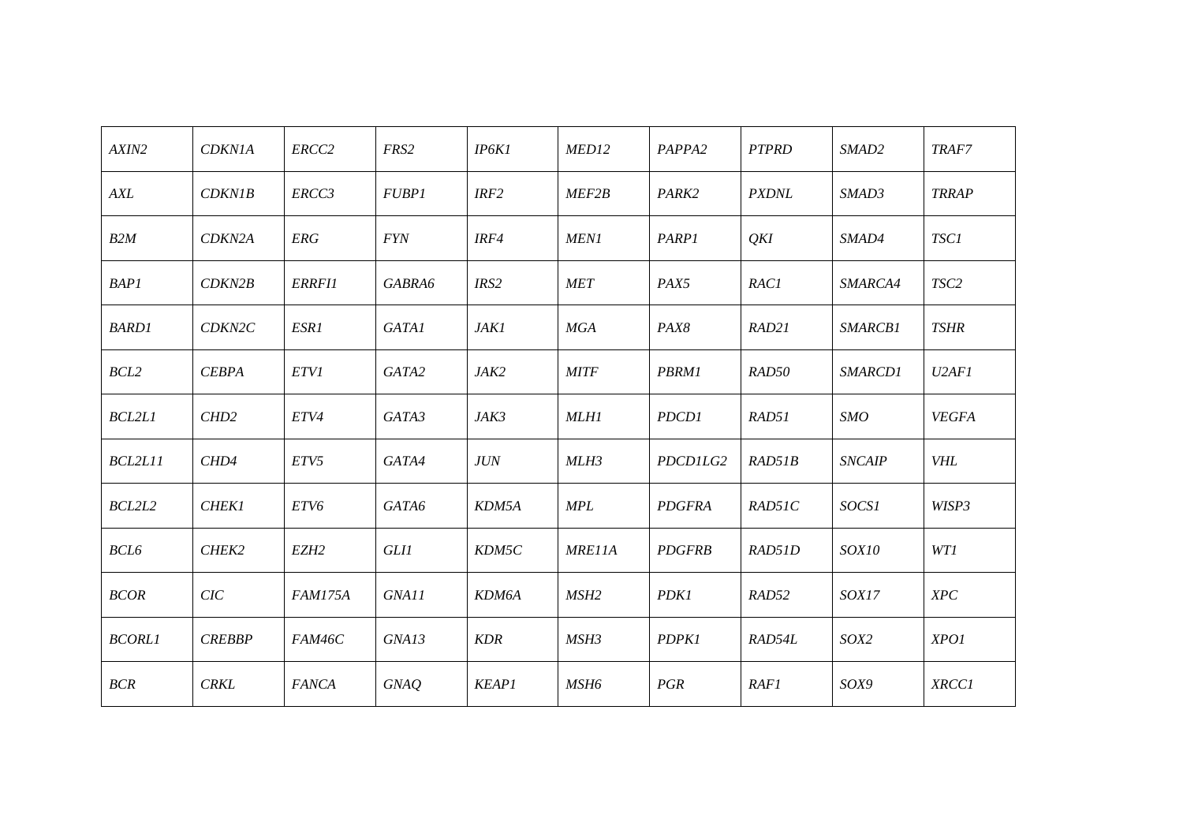| *AXIN2* | *CDKN1A* | *ERCC2* | *FRS2* | *IP6K1* | *MED12* | *PAPPA2* | *PTPRD* | *SMAD2* | *TRAF7* |
|---|---|---|---|---|---|---|---|---|---|
| *AXL* | *CDKN1B* | *ERCC3* | *FUBP1* | *IRF2* | *MEF2B* | *PARK2* | *PXDNL* | *SMAD3* | *TRRAP* |
| *B2M* | *CDKN2A* | *ERG* | *FYN* | *IRF4* | *MEN1* | *PARP1* | *QKI* | *SMAD4* | *TSC1* |
| *BAP1* | *CDKN2B* | *ERRFI1* | *GABRA6* | *IRS2* | *MET* | *PAX5* | *RAC1* | *SMARCA4* | *TSC2* |
| *BARD1* | *CDKN2C* | *ESR1* | *GATA1* | *JAK1* | *MGA* | *PAX8* | *RAD21* | *SMARCB1* | *TSHR* |
| *BCL2* | *CEBPA* | *ETV1* | *GATA2* | *JAK2* | *MITF* | *PBRM1* | *RAD50* | *SMARCD1* | *U2AF1* |
| *BCL2L1* | *CHD2* | *ETV4* | *GATA3* | *JAK3* | *MLH1* | *PDCD1* | *RAD51* | *SMO* | *VEGFA* |
| *BCL2L11* | *CHD4* | *ETV5* | *GATA4* | *JUN* | *MLH3* | *PDCD1LG2* | *RAD51B* | *SNCAIP* | *VHL* |
| *BCL2L2* | *CHEK1* | *ETV6* | *GATA6* | *KDM5A* | *MPL* | *PDGFRA* | *RAD51C* | *SOCS1* | *WISP3* |
| *BCL6* | *CHEK2* | *EZH2* | *GLI1* | *KDM5C* | *MRE11A* | *PDGFRB* | *RAD51D* | *SOX10* | *WT1* |
| *BCOR* | *CIC* | *FAM175A* | *GNA11* | *KDM6A* | *MSH2* | *PDK1* | *RAD52* | *SOX17* | *XPC* |
| *BCORL1* | *CREBBP* | *FAM46C* | *GNA13* | *KDR* | *MSH3* | *PDPK1* | *RAD54L* | *SOX2* | *XPO1* |
| *BCR* | *CRKL* | *FANCA* | *GNAQ* | *KEAP1* | *MSH6* | *PGR* | *RAF1* | *SOX9* | *XRCC1* |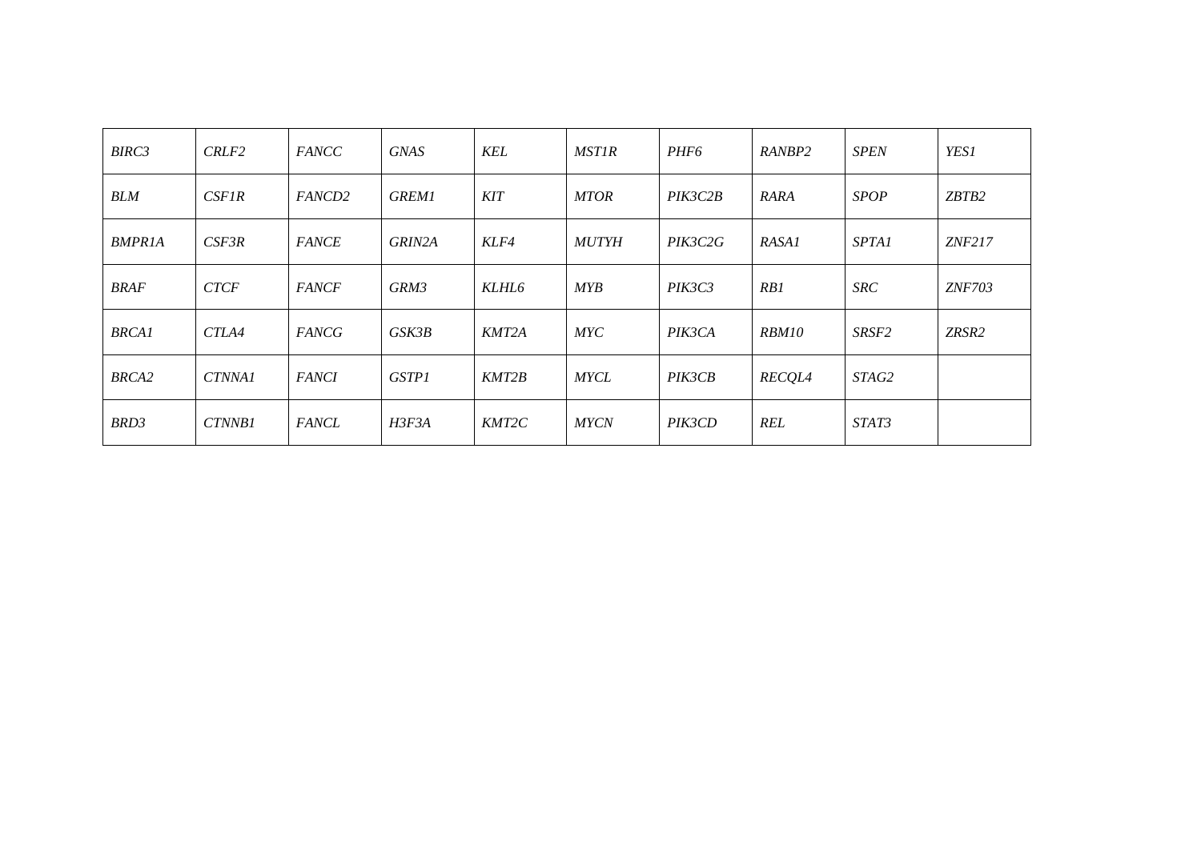| *BIRC3* | *CRLF2* | *FANCC* | *GNAS* | *KEL* | *MST1R* | *PHF6* | *RANBP2* | *SPEN* | *YES1* |
|---|---|---|---|---|---|---|---|---|---|
| *BLM* | *CSF1R* | *FANCD2* | *GREM1* | *KIT* | *MTOR* | *PIK3C2B* | *RARA* | *SPOP* | *ZBTB2* |
| *BMPR1A* | *CSF3R* | *FANCE* | *GRIN2A* | *KLF4* | *MUTYH* | *PIK3C2G* | *RASA1* | *SPTA1* | *ZNF217* |
| *BRAF* | *CTCF* | *FANCF* | *GRM3* | *KLHL6* | *MYB* | *PIK3C3* | *RB1* | *SRC* | *ZNF703* |
| *BRCA1* | *CTLA4* | *FANCG* | *GSK3B* | *KMT2A* | *MYC* | *PIK3CA* | *RBM10* | *SRSF2* | *ZRSR2* |
| *BRCA2* | *CTNNA1* | *FANCI* | *GSTP1* | *KMT2B* | *MYCL* | *PIK3CB* | *RECQL4* | *STAG2* | |
| *BRD3* | *CTNNB1* | *FANCL* | *H3F3A* | *KMT2C* | *MYCN* | *PIK3CD* | *REL* | *STAT3* | |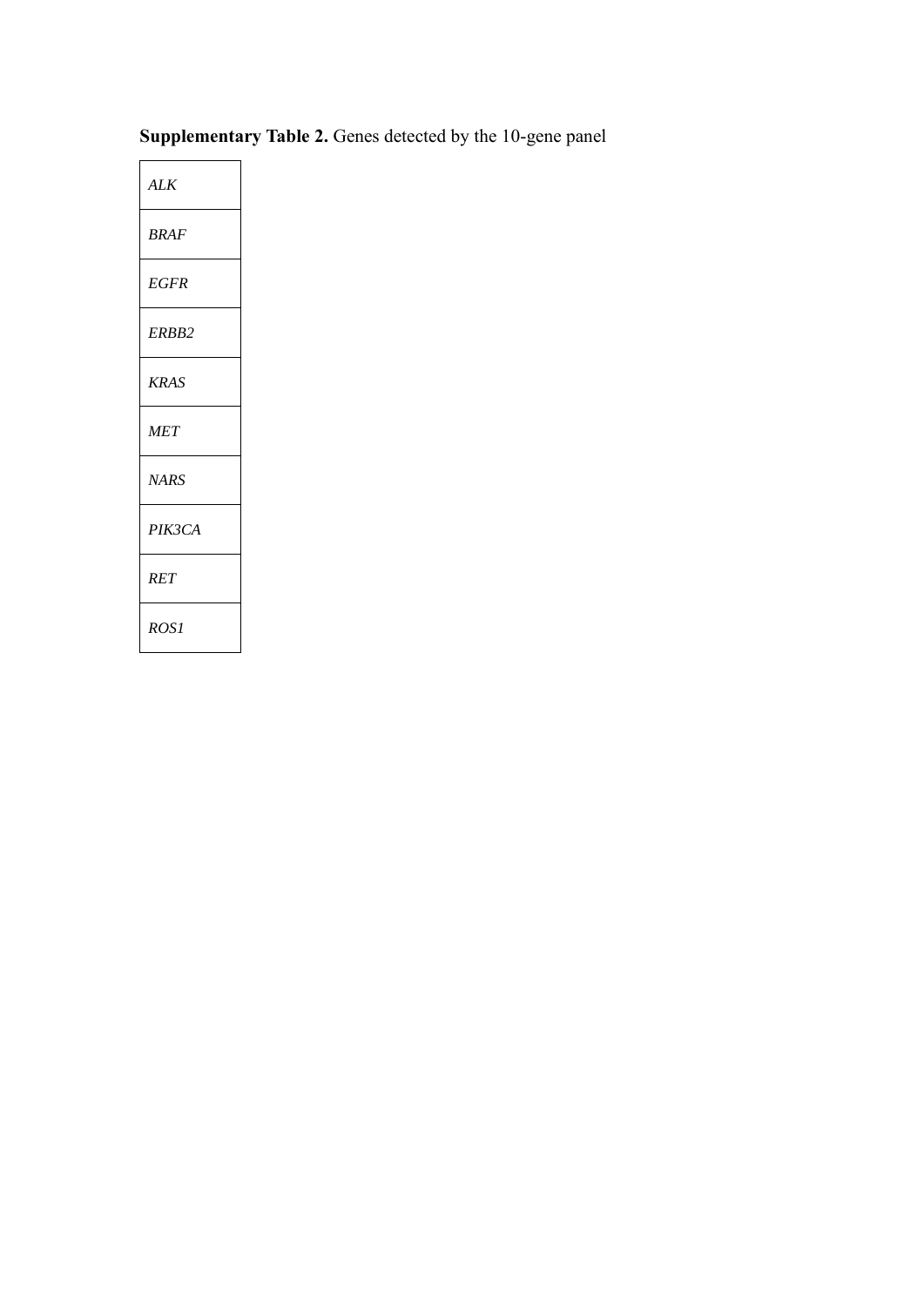**Supplementary Table 2.** Genes detected by the 10-gene panel

| |
|---|
| *ALK* |
| *BRAF* |
| *EGFR* |
| *ERBB2* |
| *KRAS* |
| *MET* |
| *NARS* |
| *PIK3CA* |
| *RET* |
| *ROS1* |